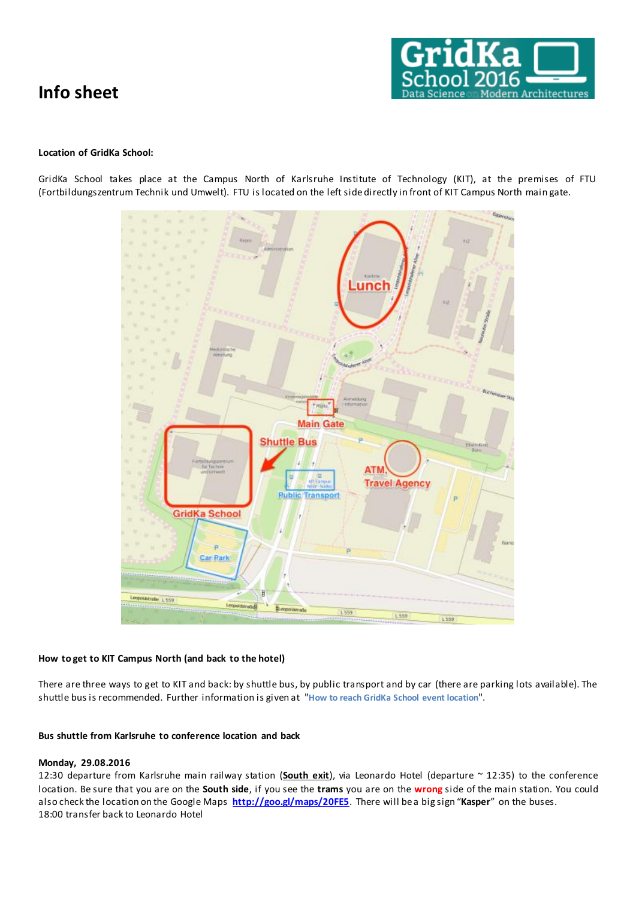# Info sheet

**Location of GridKa School:**

GridKa School takes place at the Campus North of Karlsruhe Institute of Technology (KIT), at the premises of FTU (Fortbildungszentrum Technik und Umwelt). FTU is located on the left side directly in front of KIT Campus North main gate.

**How to get to KIT Campus North (and back to the hotel)**

There are three ways to get to KIT and back: by shuttle bus, by public transport and by car (there are parking lots available). The shuttle bus is recommended. Further information is given at "How to reach GridKa School event location".

**Bus shuttle from Karlsruhe to conference location and back**

**Monday, 29.08.2016**
12:30 departure from Karlsruhe main railway station (**South exit**), via Leonardo Hotel (departure ~ 12:35) to the conference location. Be sure that you are on the **South side**, if you see the **trams** you are on the **wrong** side of the main station. You could also check the location on the Google Maps **http://goo.gl/maps/20FE5**. There will be a big sign "**Kasper**" on the buses.
18:00 transfer back to Leonardo Hotel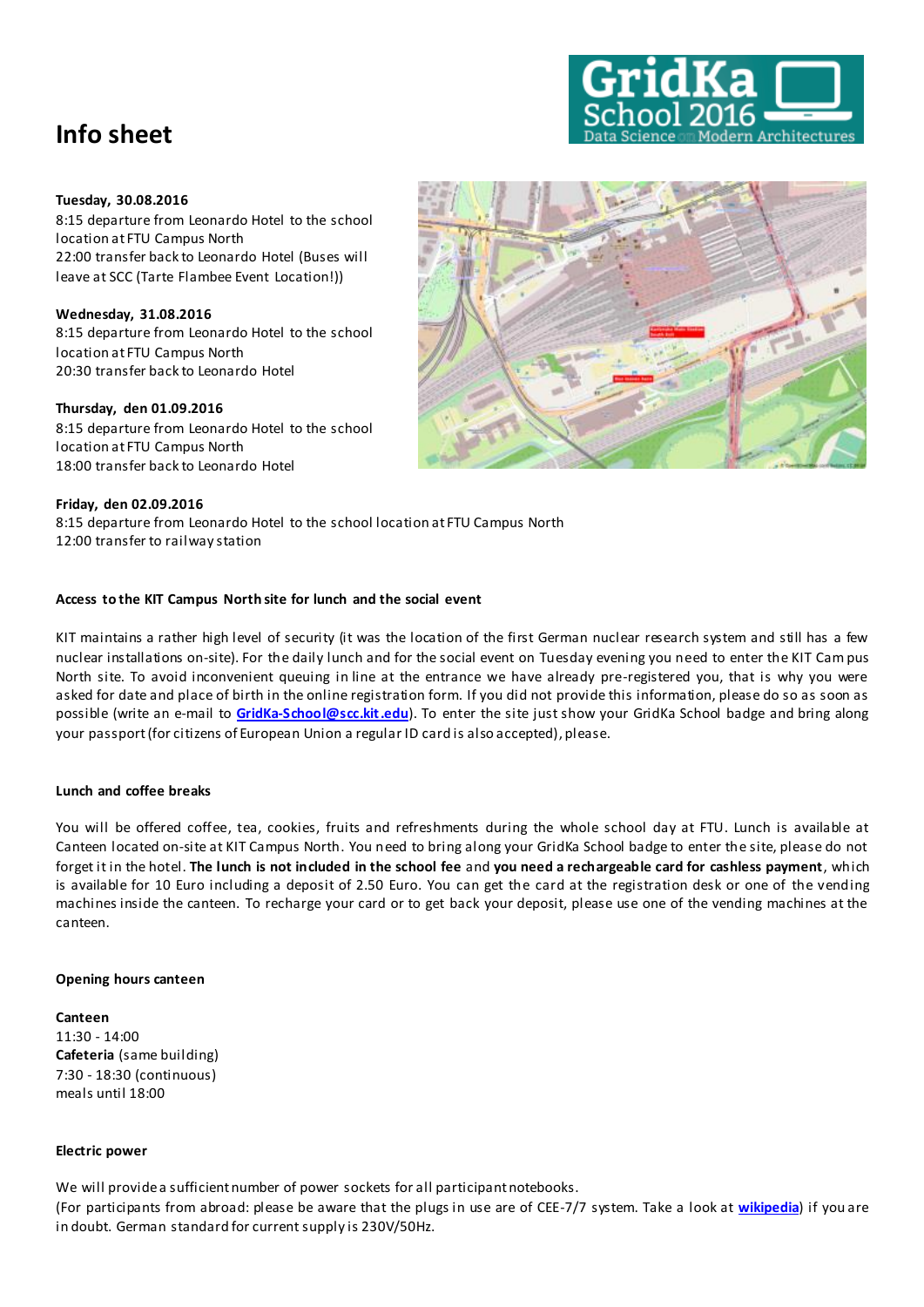# Info sheet

**Tuesday, 30.08.2016**
8:15 departure from Leonardo Hotel to the school location at FTU Campus North
22:00 transfer back to Leonardo Hotel (Buses will leave at SCC (Tarte Flambee Event Location!))

**Wednesday, 31.08.2016**
8:15 departure from Leonardo Hotel to the school location at FTU Campus North
20:30 transfer back to Leonardo Hotel

**Thursday, den 01.09.2016**
8:15 departure from Leonardo Hotel to the school location at FTU Campus North
18:00 transfer back to Leonardo Hotel

**Friday, den 02.09.2016**
8:15 departure from Leonardo Hotel to the school location at FTU Campus North
12:00 transfer to railway station

#### Access to the KIT Campus North site for lunch and the social event

KIT maintains a rather high level of security (it was the location of the first German nuclear research system and still has a few nuclear installations on-site). For the daily lunch and for the social event on Tuesday evening you need to enter the KIT Campus North site. To avoid inconvenient queuing in line at the entrance we have already pre-registered you, that is why you were asked for date and place of birth in the online registration form. If you did not provide this information, please do so as soon as possible (write an e-mail to **GridKa-School@scc.kit.edu**). To enter the site just show your GridKa School badge and bring along your passport (for citizens of European Union a regular ID card is also accepted), please.

#### Lunch and coffee breaks

You will be offered coffee, tea, cookies, fruits and refreshments during the whole school day at FTU. Lunch is available at Canteen located on-site at KIT Campus North. You need to bring along your GridKa School badge to enter the site, please do not forget it in the hotel. **The lunch is not included in the school fee** and **you need a rechargeable card for cashless payment**, which is available for 10 Euro including a deposit of 2.50 Euro. You can get the card at the registration desk or one of the vending machines inside the canteen. To recharge your card or to get back your deposit, please use one of the vending machines at the canteen.

#### Opening hours canteen

**Canteen**
11:30 - 14:00
**Cafeteria** (same building)
7:30 - 18:30 (continuous)
meals until 18:00

#### Electric power

We will provide a sufficient number of power sockets for all participant notebooks.
(For participants from abroad: please be aware that the plugs in use are of CEE-7/7 system. Take a look at **wikipedia**) if you are in doubt. German standard for current supply is 230V/50Hz.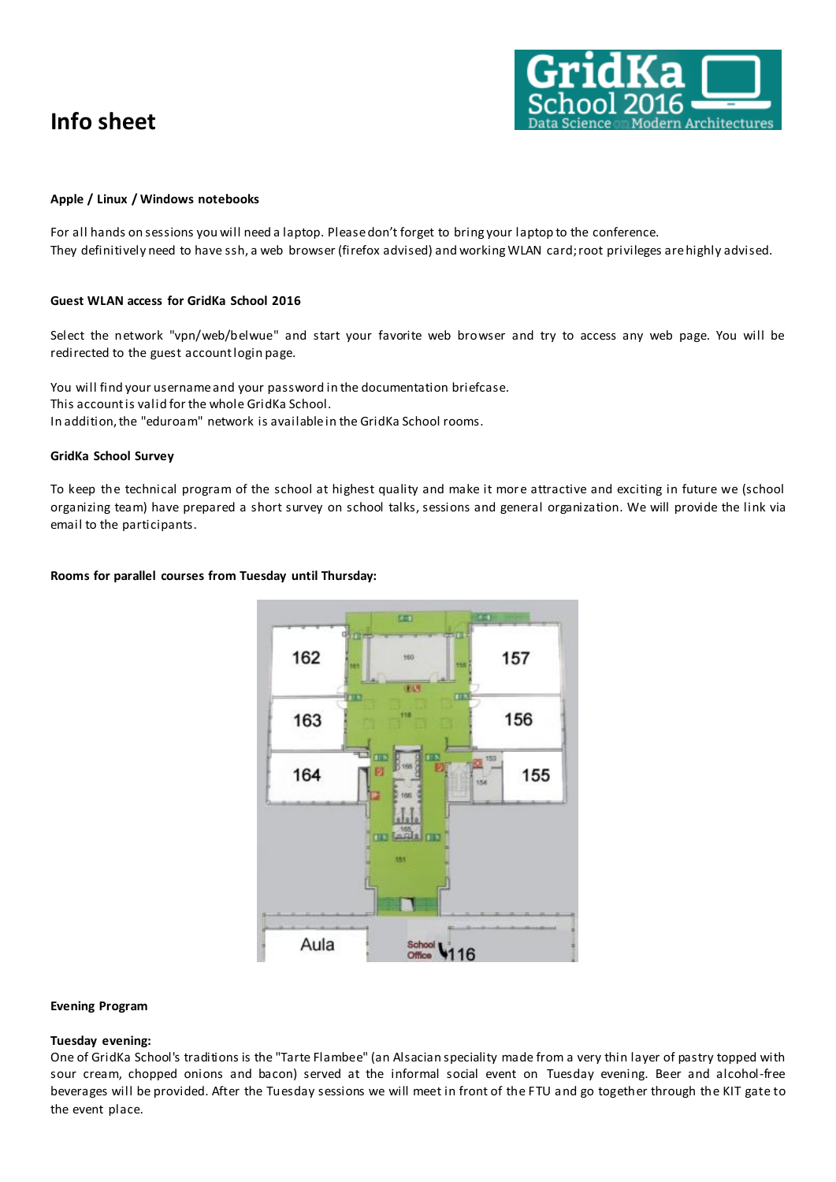# Info sheet

**Apple / Linux / Windows notebooks**

For all hands on sessions you will need a laptop. Please don't forget to bring your laptop to the conference.
They definitively need to have ssh, a web browser (firefox advised) and working WLAN card; root privileges are highly advised.

**Guest WLAN access for GridKa School 2016**

Select the network "vpn/web/belwue" and start your favorite web browser and try to access any web page. You will be redirected to the guest account login page.

You will find your username and your password in the documentation briefcase.
This account is valid for the whole GridKa School.
In addition, the "eduroam" network is available in the GridKa School rooms.

**GridKa School Survey**

To keep the technical program of the school at highest quality and make it more attractive and exciting in future we (school organizing team) have prepared a short survey on school talks, sessions and general organization. We will provide the link via email to the participants.

**Rooms for parallel courses from Tuesday until Thursday:**

**Evening Program**

**Tuesday evening:**
One of GridKa School's traditions is the "Tarte Flambee" (an Alsacian speciality made from a very thin layer of pastry topped with sour cream, chopped onions and bacon) served at the informal social event on Tuesday evening. Beer and alcohol-free beverages will be provided. After the Tuesday sessions we will meet in front of the FTU and go together through the KIT gate to the event place.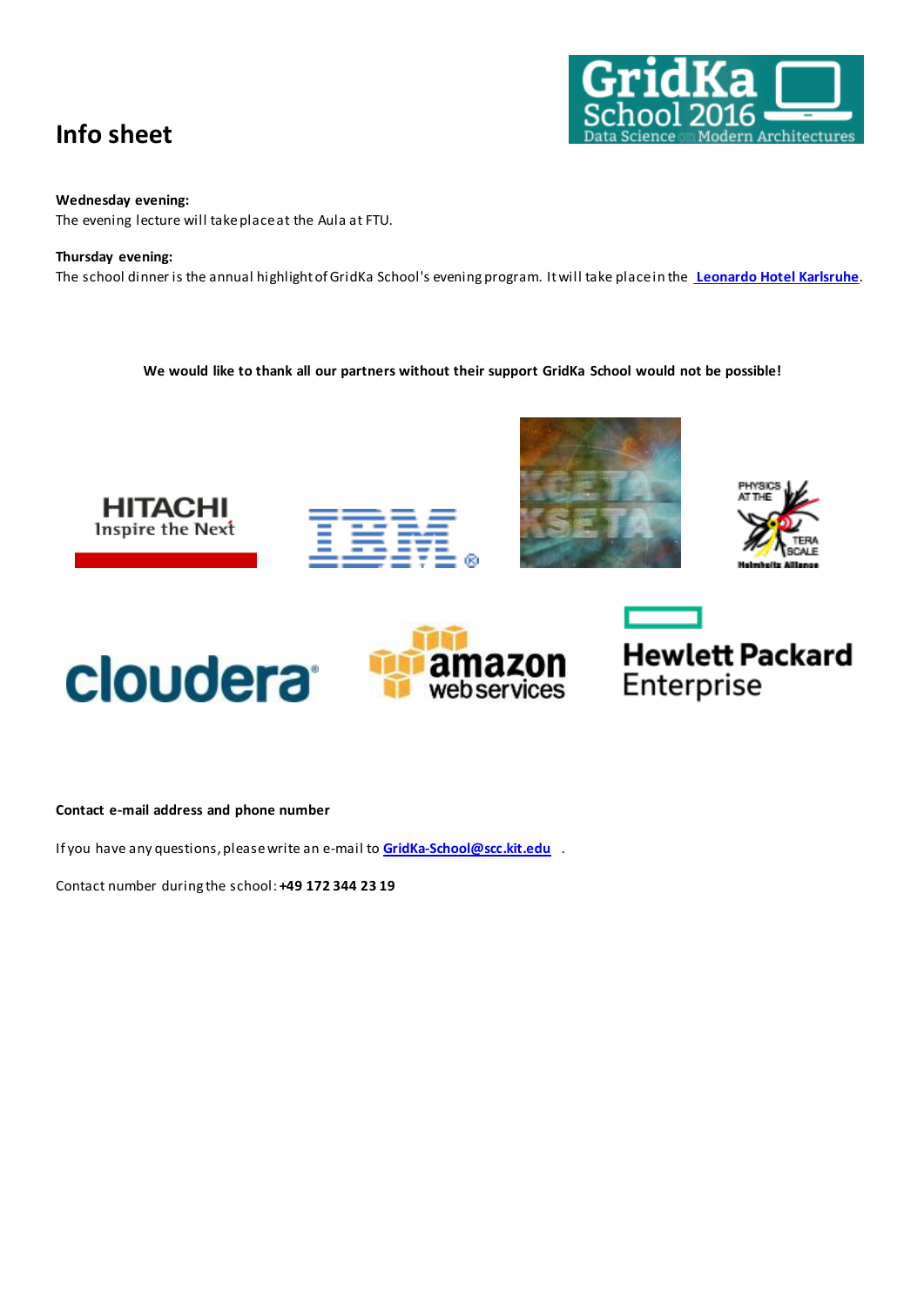# Info sheet

**Wednesday evening:**
The evening lecture will take place at the Aula at FTU.

**Thursday evening:**
The school dinner is the annual highlight of GridKa School's evening program. It will take place in the **Leonardo Hotel Karlsruhe**.

**We would like to thank all our partners without their support GridKa School would not be possible!**

**Contact e-mail address and phone number**

If you have any questions, please write an e-mail to **GridKa-School@scc.kit.edu** .

Contact number during the school: **+49 172 344 23 19**